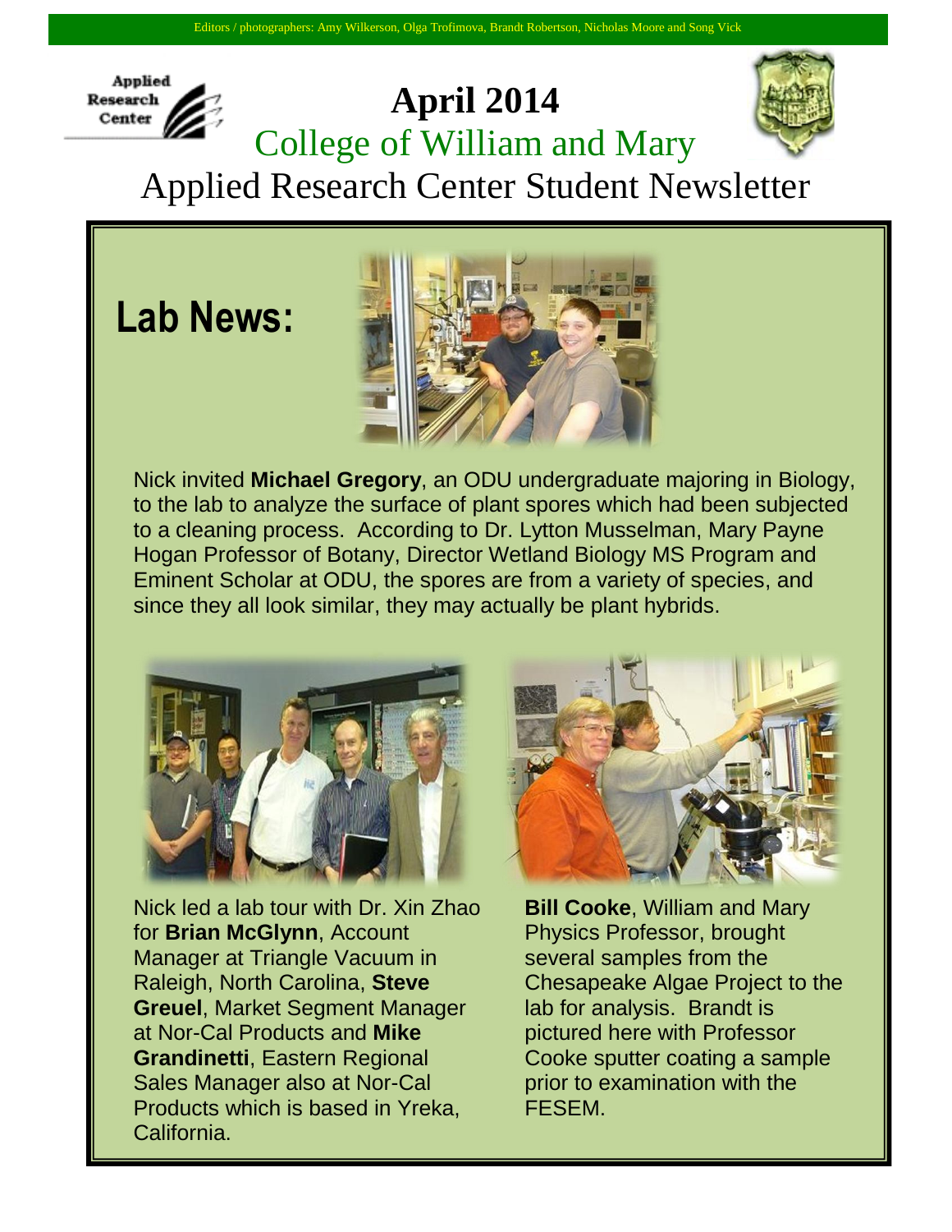Editors / photographers: Amy Wilkerson, Olga Trofimova, Brandt Robertson, Nicholas Moore and Song Vick

Applied Research Center

# April 2014

## College of William and Mary

## Applied Research Center Student Newsletter

# Lab News:

Nick invited **Michael Gregory**, an ODU undergraduate majoring in Biology, to the lab to analyze the surface of plant spores which had been subjected to a cleaning process. According to Dr. Lytton Musselman, Mary Payne Hogan Professor of Botany, Director Wetland Biology MS Program and Eminent Scholar at ODU, the spores are from a variety of species, and since they all look similar, they may actually be plant hybrids.

Nick led a lab tour with Dr. Xin Zhao for **Brian McGlynn**, Account Manager at Triangle Vacuum in Raleigh, North Carolina, **Steve Greuel**, Market Segment Manager at Nor-Cal Products and **Mike Grandinetti**, Eastern Regional Sales Manager also at Nor-Cal Products which is based in Yreka, California.

**Bill Cooke**, William and Mary Physics Professor, brought several samples from the Chesapeake Algae Project to the lab for analysis. Brandt is pictured here with Professor Cooke sputter coating a sample prior to examination with the FESEM.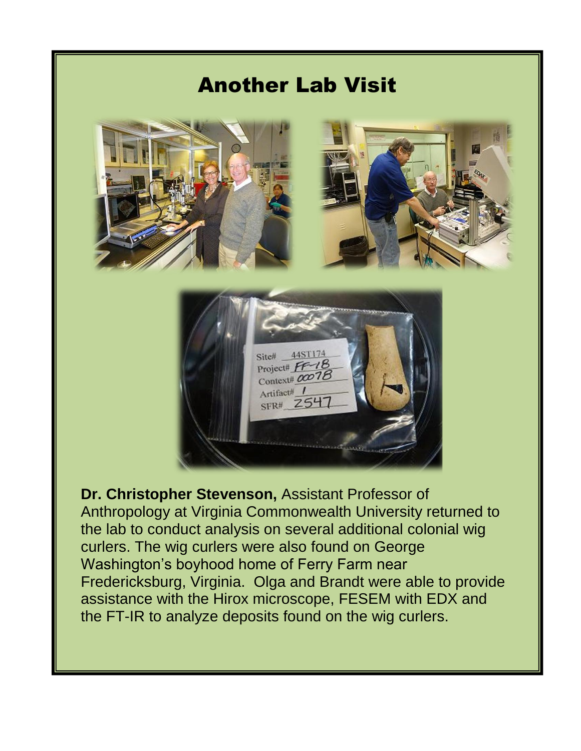# Another Lab Visit

**Dr. Christopher Stevenson,** Assistant Professor of Anthropology at Virginia Commonwealth University returned to the lab to conduct analysis on several additional colonial wig curlers. The wig curlers were also found on George Washington's boyhood home of Ferry Farm near Fredericksburg, Virginia. Olga and Brandt were able to provide assistance with the Hirox microscope, FESEM with EDX and the FT-IR to analyze deposits found on the wig curlers.